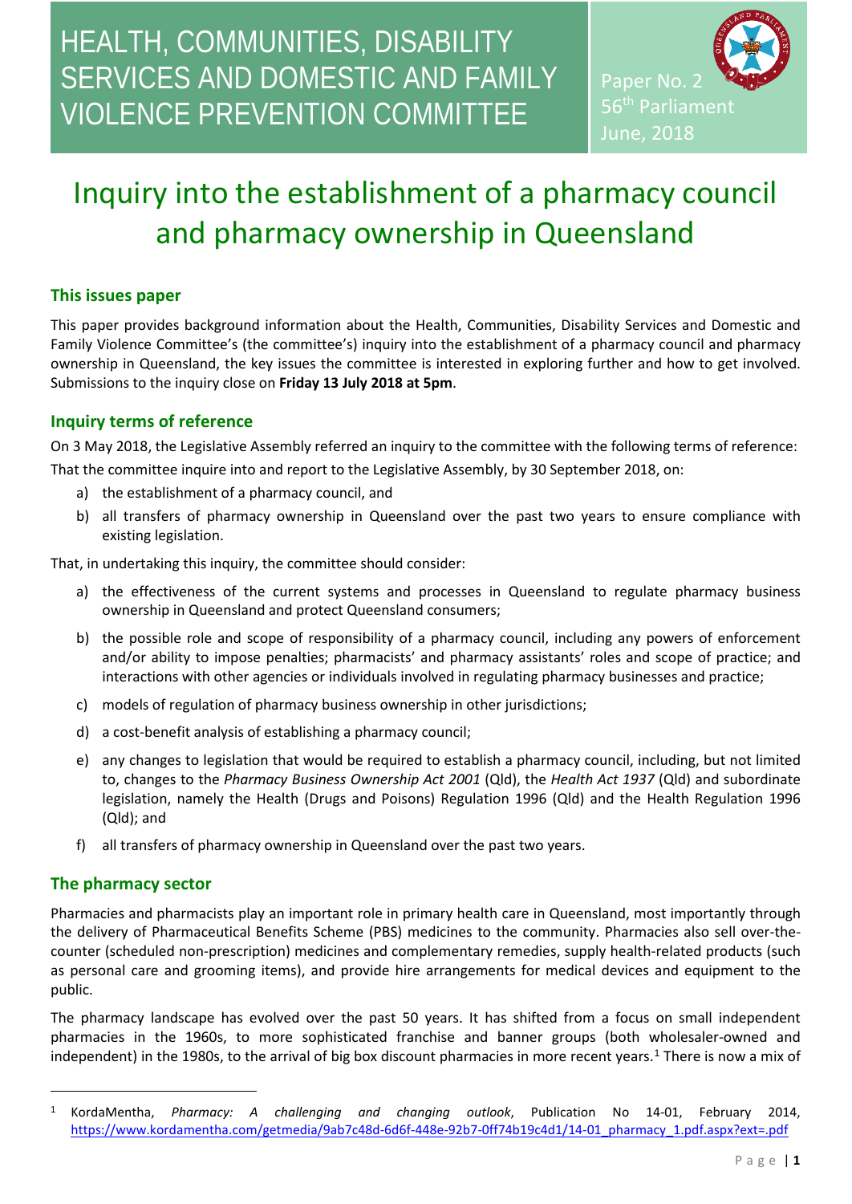# HEALTH, COMMUNITIES, DISABILITY SERVICES AND DOMESTIC AND FAMILY VIOLENCE PREVENTION COMMITTEE

Paper No. 2
56th Parliament
June, 2018

# Inquiry into the establishment of a pharmacy council and pharmacy ownership in Queensland

## This issues paper

This paper provides background information about the Health, Communities, Disability Services and Domestic and Family Violence Committee's (the committee's) inquiry into the establishment of a pharmacy council and pharmacy ownership in Queensland, the key issues the committee is interested in exploring further and how to get involved. Submissions to the inquiry close on **Friday 13 July 2018 at 5pm**.

## Inquiry terms of reference

On 3 May 2018, the Legislative Assembly referred an inquiry to the committee with the following terms of reference:

That the committee inquire into and report to the Legislative Assembly, by 30 September 2018, on:

a) the establishment of a pharmacy council, and
b) all transfers of pharmacy ownership in Queensland over the past two years to ensure compliance with existing legislation.

That, in undertaking this inquiry, the committee should consider:

a) the effectiveness of the current systems and processes in Queensland to regulate pharmacy business ownership in Queensland and protect Queensland consumers;
b) the possible role and scope of responsibility of a pharmacy council, including any powers of enforcement and/or ability to impose penalties; pharmacists' and pharmacy assistants' roles and scope of practice; and interactions with other agencies or individuals involved in regulating pharmacy businesses and practice;
c) models of regulation of pharmacy business ownership in other jurisdictions;
d) a cost-benefit analysis of establishing a pharmacy council;
e) any changes to legislation that would be required to establish a pharmacy council, including, but not limited to, changes to the *Pharmacy Business Ownership Act 2001* (Qld), the *Health Act 1937* (Qld) and subordinate legislation, namely the Health (Drugs and Poisons) Regulation 1996 (Qld) and the Health Regulation 1996 (Qld); and
f) all transfers of pharmacy ownership in Queensland over the past two years.

## The pharmacy sector

Pharmacies and pharmacists play an important role in primary health care in Queensland, most importantly through the delivery of Pharmaceutical Benefits Scheme (PBS) medicines to the community. Pharmacies also sell over-the-counter (scheduled non-prescription) medicines and complementary remedies, supply health-related products (such as personal care and grooming items), and provide hire arrangements for medical devices and equipment to the public.

The pharmacy landscape has evolved over the past 50 years. It has shifted from a focus on small independent pharmacies in the 1960s, to more sophisticated franchise and banner groups (both wholesaler-owned and independent) in the 1980s, to the arrival of big box discount pharmacies in more recent years.[1] There is now a mix of

[1] KordaMentha, *Pharmacy: A challenging and changing outlook*, Publication No 14-01, February 2014, https://www.kordamentha.com/getmedia/9ab7c48d-6d6f-448e-92b7-0ff74b19c4d1/14-01_pharmacy_1.pdf.aspx?ext=.pdf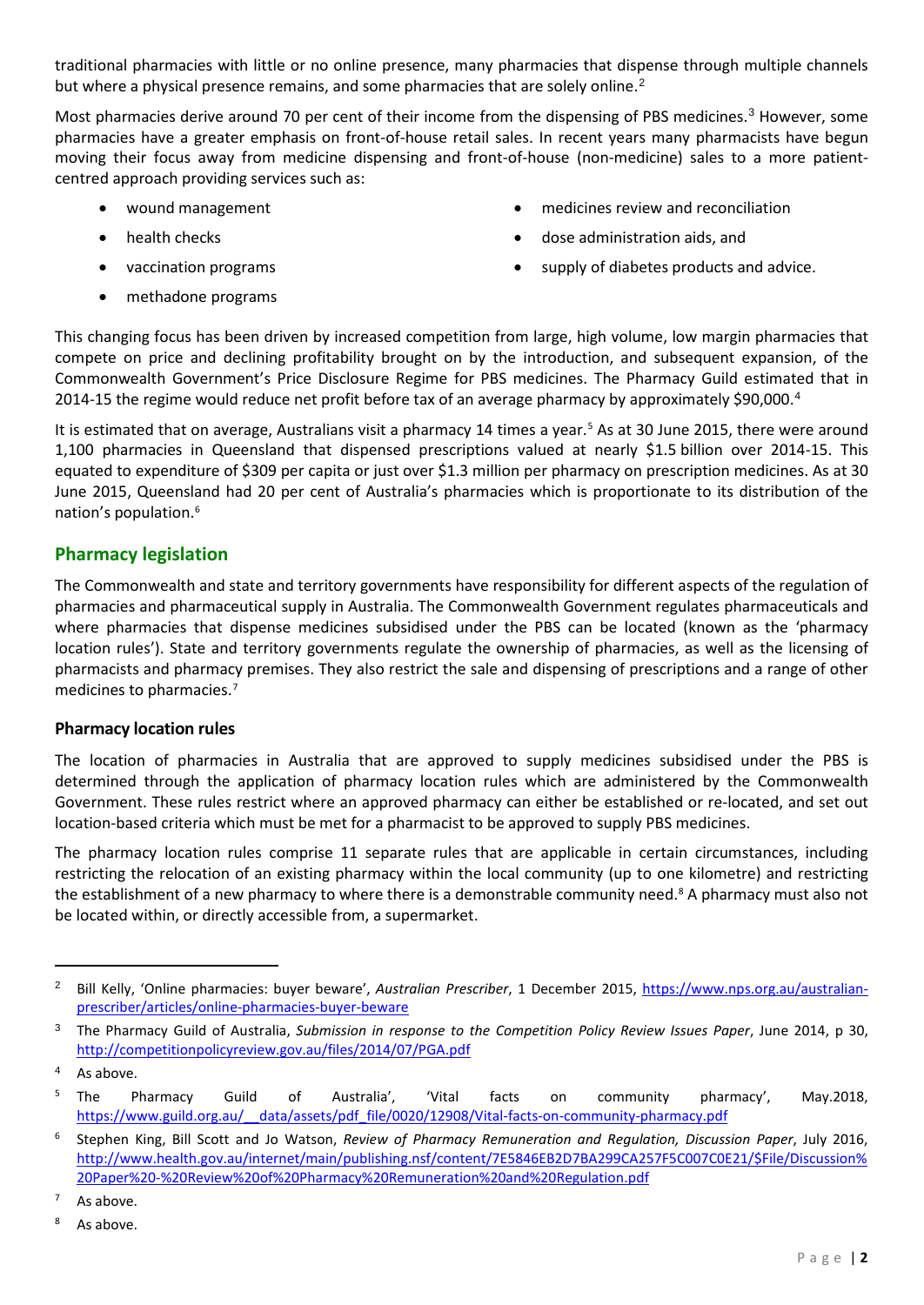traditional pharmacies with little or no online presence, many pharmacies that dispense through multiple channels but where a physical presence remains, and some pharmacies that are solely online.[2]

Most pharmacies derive around 70 per cent of their income from the dispensing of PBS medicines.[3] However, some pharmacies have a greater emphasis on front-of-house retail sales. In recent years many pharmacists have begun moving their focus away from medicine dispensing and front-of-house (non-medicine) sales to a more patient-centred approach providing services such as:

- wound management
- health checks
- vaccination programs
- methadone programs
- medicines review and reconciliation
- dose administration aids, and
- supply of diabetes products and advice.

This changing focus has been driven by increased competition from large, high volume, low margin pharmacies that compete on price and declining profitability brought on by the introduction, and subsequent expansion, of the Commonwealth Government's Price Disclosure Regime for PBS medicines. The Pharmacy Guild estimated that in 2014-15 the regime would reduce net profit before tax of an average pharmacy by approximately $90,000.[4]

It is estimated that on average, Australians visit a pharmacy 14 times a year.[5] As at 30 June 2015, there were around 1,100 pharmacies in Queensland that dispensed prescriptions valued at nearly $1.5 billion over 2014-15. This equated to expenditure of $309 per capita or just over $1.3 million per pharmacy on prescription medicines. As at 30 June 2015, Queensland had 20 per cent of Australia's pharmacies which is proportionate to its distribution of the nation's population.[6]

## Pharmacy legislation

The Commonwealth and state and territory governments have responsibility for different aspects of the regulation of pharmacies and pharmaceutical supply in Australia. The Commonwealth Government regulates pharmaceuticals and where pharmacies that dispense medicines subsidised under the PBS can be located (known as the 'pharmacy location rules'). State and territory governments regulate the ownership of pharmacies, as well as the licensing of pharmacists and pharmacy premises. They also restrict the sale and dispensing of prescriptions and a range of other medicines to pharmacies.[7]

### Pharmacy location rules

The location of pharmacies in Australia that are approved to supply medicines subsidised under the PBS is determined through the application of pharmacy location rules which are administered by the Commonwealth Government. These rules restrict where an approved pharmacy can either be established or re-located, and set out location-based criteria which must be met for a pharmacist to be approved to supply PBS medicines.

The pharmacy location rules comprise 11 separate rules that are applicable in certain circumstances, including restricting the relocation of an existing pharmacy within the local community (up to one kilometre) and restricting the establishment of a new pharmacy to where there is a demonstrable community need.[8] A pharmacy must also not be located within, or directly accessible from, a supermarket.

---

[2] Bill Kelly, 'Online pharmacies: buyer beware', *Australian Prescriber*, 1 December 2015, https://www.nps.org.au/australian-prescriber/articles/online-pharmacies-buyer-beware

[3] The Pharmacy Guild of Australia, *Submission in response to the Competition Policy Review Issues Paper*, June 2014, p 30, http://competitionpolicyreview.gov.au/files/2014/07/PGA.pdf

[4] As above.

[5] The Pharmacy Guild of Australia', 'Vital facts on community pharmacy', May.2018, https://www.guild.org.au/__data/assets/pdf_file/0020/12908/Vital-facts-on-community-pharmacy.pdf

[6] Stephen King, Bill Scott and Jo Watson, *Review of Pharmacy Remuneration and Regulation, Discussion Paper*, July 2016, http://www.health.gov.au/internet/main/publishing.nsf/content/7E5846EB2D7BA299CA257F5C007C0E21/$File/Discussion%20Paper%20-%20Review%20of%20Pharmacy%20Remuneration%20and%20Regulation.pdf

[7] As above.

[8] As above.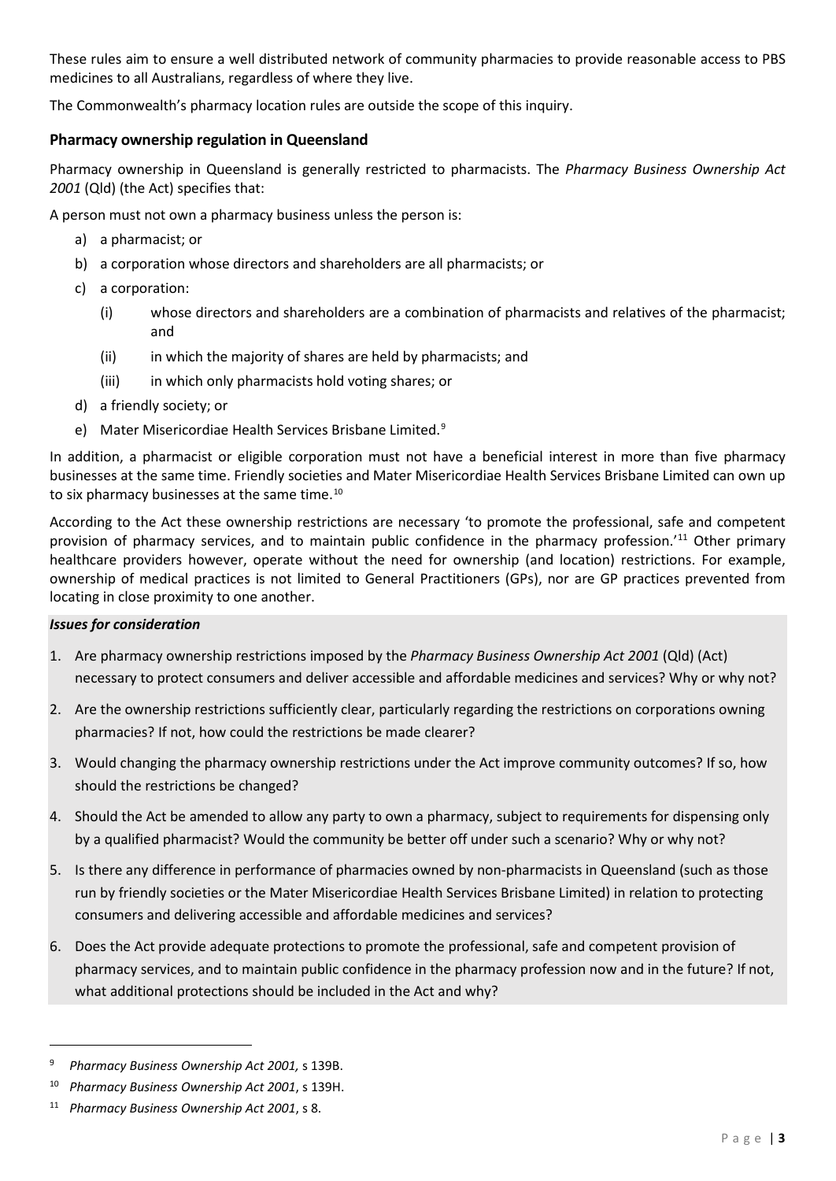These rules aim to ensure a well distributed network of community pharmacies to provide reasonable access to PBS medicines to all Australians, regardless of where they live.

The Commonwealth's pharmacy location rules are outside the scope of this inquiry.

### Pharmacy ownership regulation in Queensland

Pharmacy ownership in Queensland is generally restricted to pharmacists. The *Pharmacy Business Ownership Act 2001* (Qld) (the Act) specifies that:

A person must not own a pharmacy business unless the person is:

a) a pharmacist; or
b) a corporation whose directors and shareholders are all pharmacists; or
c) a corporation:
   (i) whose directors and shareholders are a combination of pharmacists and relatives of the pharmacist; and
   (ii) in which the majority of shares are held by pharmacists; and
   (iii) in which only pharmacists hold voting shares; or
d) a friendly society; or
e) Mater Misericordiae Health Services Brisbane Limited.[9]

In addition, a pharmacist or eligible corporation must not have a beneficial interest in more than five pharmacy businesses at the same time. Friendly societies and Mater Misericordiae Health Services Brisbane Limited can own up to six pharmacy businesses at the same time.[10]

According to the Act these ownership restrictions are necessary 'to promote the professional, safe and competent provision of pharmacy services, and to maintain public confidence in the pharmacy profession.'[11] Other primary healthcare providers however, operate without the need for ownership (and location) restrictions. For example, ownership of medical practices is not limited to General Practitioners (GPs), nor are GP practices prevented from locating in close proximity to one another.

***Issues for consideration***

1. Are pharmacy ownership restrictions imposed by the *Pharmacy Business Ownership Act 2001* (Qld) (Act) necessary to protect consumers and deliver accessible and affordable medicines and services? Why or why not?
2. Are the ownership restrictions sufficiently clear, particularly regarding the restrictions on corporations owning pharmacies? If not, how could the restrictions be made clearer?
3. Would changing the pharmacy ownership restrictions under the Act improve community outcomes? If so, how should the restrictions be changed?
4. Should the Act be amended to allow any party to own a pharmacy, subject to requirements for dispensing only by a qualified pharmacist? Would the community be better off under such a scenario? Why or why not?
5. Is there any difference in performance of pharmacies owned by non-pharmacists in Queensland (such as those run by friendly societies or the Mater Misericordiae Health Services Brisbane Limited) in relation to protecting consumers and delivering accessible and affordable medicines and services?
6. Does the Act provide adequate protections to promote the professional, safe and competent provision of pharmacy services, and to maintain public confidence in the pharmacy profession now and in the future? If not, what additional protections should be included in the Act and why?

---

[9] *Pharmacy Business Ownership Act 2001,* s 139B.

[10] *Pharmacy Business Ownership Act 2001*, s 139H.

[11] *Pharmacy Business Ownership Act 2001*, s 8.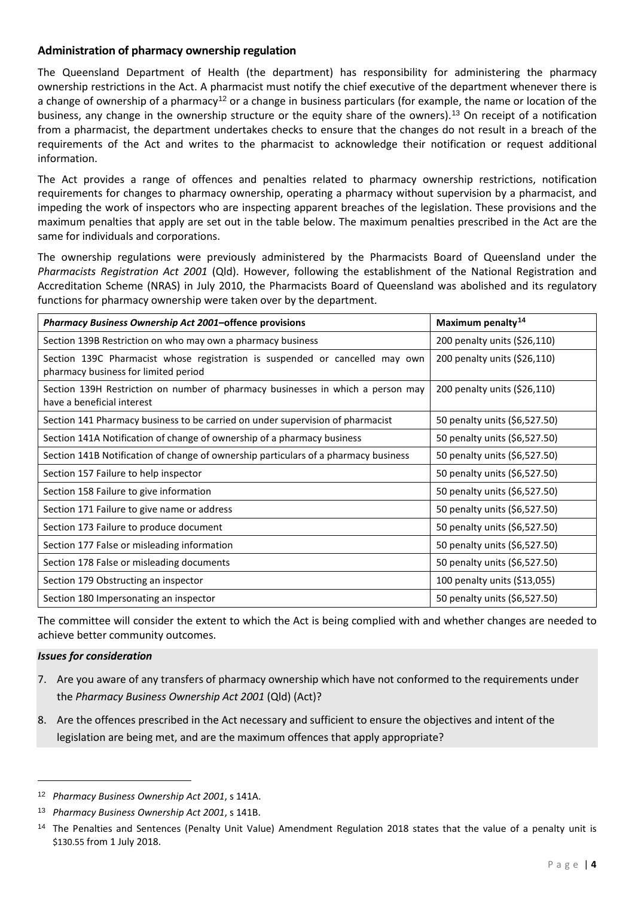### Administration of pharmacy ownership regulation

The Queensland Department of Health (the department) has responsibility for administering the pharmacy ownership restrictions in the Act. A pharmacist must notify the chief executive of the department whenever there is a change of ownership of a pharmacy[12] or a change in business particulars (for example, the name or location of the business, any change in the ownership structure or the equity share of the owners).[13] On receipt of a notification from a pharmacist, the department undertakes checks to ensure that the changes do not result in a breach of the requirements of the Act and writes to the pharmacist to acknowledge their notification or request additional information.

The Act provides a range of offences and penalties related to pharmacy ownership restrictions, notification requirements for changes to pharmacy ownership, operating a pharmacy without supervision by a pharmacist, and impeding the work of inspectors who are inspecting apparent breaches of the legislation. These provisions and the maximum penalties that apply are set out in the table below. The maximum penalties prescribed in the Act are the same for individuals and corporations.

The ownership regulations were previously administered by the Pharmacists Board of Queensland under the *Pharmacists Registration Act 2001* (Qld). However, following the establishment of the National Registration and Accreditation Scheme (NRAS) in July 2010, the Pharmacists Board of Queensland was abolished and its regulatory functions for pharmacy ownership were taken over by the department.

| ***Pharmacy Business Ownership Act 2001*–offence provisions** | **Maximum penalty[14]** |
|---|---|
| Section 139B Restriction on who may own a pharmacy business | 200 penalty units ($26,110) |
| Section 139C Pharmacist whose registration is suspended or cancelled may own pharmacy business for limited period | 200 penalty units ($26,110) |
| Section 139H Restriction on number of pharmacy businesses in which a person may have a beneficial interest | 200 penalty units ($26,110) |
| Section 141 Pharmacy business to be carried on under supervision of pharmacist | 50 penalty units ($6,527.50) |
| Section 141A Notification of change of ownership of a pharmacy business | 50 penalty units ($6,527.50) |
| Section 141B Notification of change of ownership particulars of a pharmacy business | 50 penalty units ($6,527.50) |
| Section 157 Failure to help inspector | 50 penalty units ($6,527.50) |
| Section 158 Failure to give information | 50 penalty units ($6,527.50) |
| Section 171 Failure to give name or address | 50 penalty units ($6,527.50) |
| Section 173 Failure to produce document | 50 penalty units ($6,527.50) |
| Section 177 False or misleading information | 50 penalty units ($6,527.50) |
| Section 178 False or misleading documents | 50 penalty units ($6,527.50) |
| Section 179 Obstructing an inspector | 100 penalty units ($13,055) |
| Section 180 Impersonating an inspector | 50 penalty units ($6,527.50) |

The committee will consider the extent to which the Act is being complied with and whether changes are needed to achieve better community outcomes.

***Issues for consideration***

7. Are you aware of any transfers of pharmacy ownership which have not conformed to the requirements under the *Pharmacy Business Ownership Act 2001* (Qld) (Act)?
8. Are the offences prescribed in the Act necessary and sufficient to ensure the objectives and intent of the legislation are being met, and are the maximum offences that apply appropriate?

---

[12] *Pharmacy Business Ownership Act 2001*, s 141A.

[13] *Pharmacy Business Ownership Act 2001*, s 141B.

[14] The Penalties and Sentences (Penalty Unit Value) Amendment Regulation 2018 states that the value of a penalty unit is $130.55 from 1 July 2018.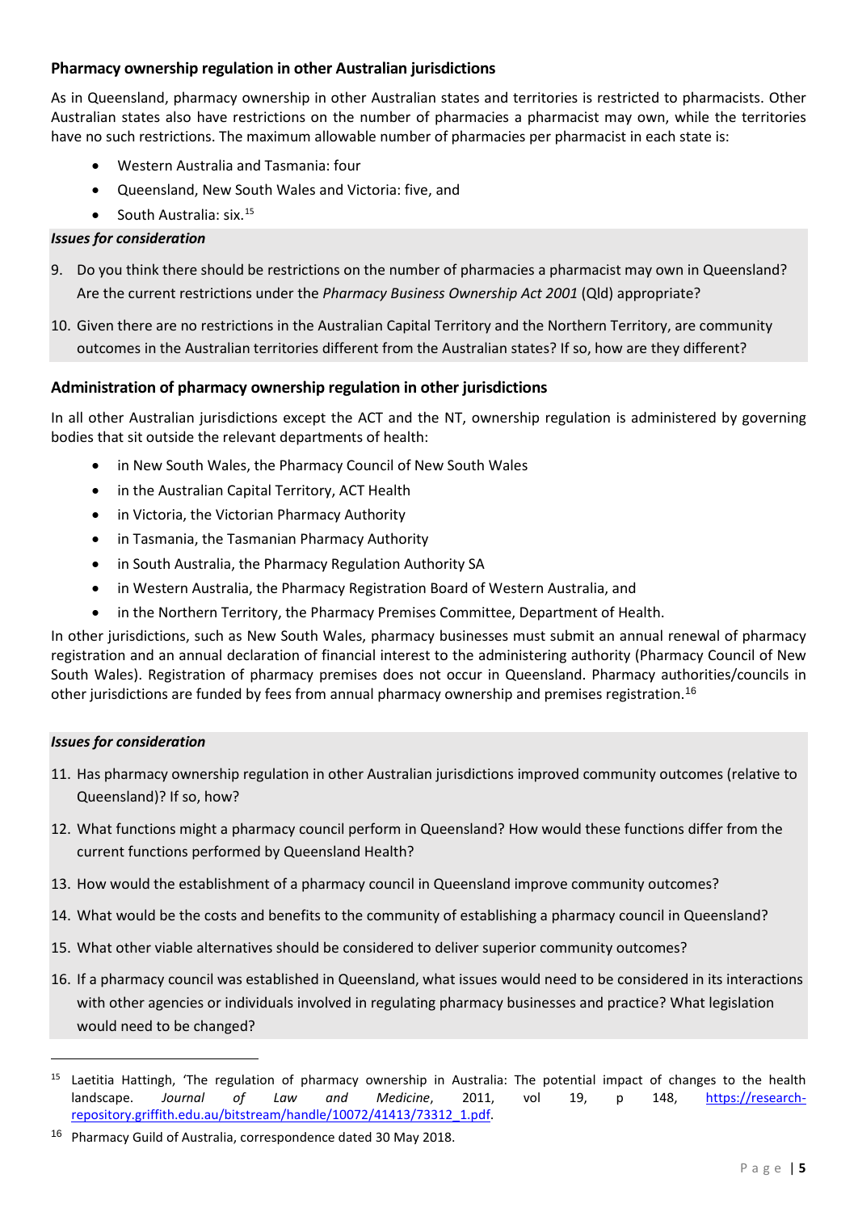## Pharmacy ownership regulation in other Australian jurisdictions

As in Queensland, pharmacy ownership in other Australian states and territories is restricted to pharmacists. Other Australian states also have restrictions on the number of pharmacies a pharmacist may own, while the territories have no such restrictions. The maximum allowable number of pharmacies per pharmacist in each state is:

- Western Australia and Tasmania: four
- Queensland, New South Wales and Victoria: five, and
- South Australia: six.[15]

***Issues for consideration***

9. Do you think there should be restrictions on the number of pharmacies a pharmacist may own in Queensland? Are the current restrictions under the *Pharmacy Business Ownership Act 2001* (Qld) appropriate?
10. Given there are no restrictions in the Australian Capital Territory and the Northern Territory, are community outcomes in the Australian territories different from the Australian states? If so, how are they different?

## Administration of pharmacy ownership regulation in other jurisdictions

In all other Australian jurisdictions except the ACT and the NT, ownership regulation is administered by governing bodies that sit outside the relevant departments of health:

- in New South Wales, the Pharmacy Council of New South Wales
- in the Australian Capital Territory, ACT Health
- in Victoria, the Victorian Pharmacy Authority
- in Tasmania, the Tasmanian Pharmacy Authority
- in South Australia, the Pharmacy Regulation Authority SA
- in Western Australia, the Pharmacy Registration Board of Western Australia, and
- in the Northern Territory, the Pharmacy Premises Committee, Department of Health.

In other jurisdictions, such as New South Wales, pharmacy businesses must submit an annual renewal of pharmacy registration and an annual declaration of financial interest to the administering authority (Pharmacy Council of New South Wales). Registration of pharmacy premises does not occur in Queensland. Pharmacy authorities/councils in other jurisdictions are funded by fees from annual pharmacy ownership and premises registration.[16]

***Issues for consideration***

11. Has pharmacy ownership regulation in other Australian jurisdictions improved community outcomes (relative to Queensland)? If so, how?
12. What functions might a pharmacy council perform in Queensland? How would these functions differ from the current functions performed by Queensland Health?
13. How would the establishment of a pharmacy council in Queensland improve community outcomes?
14. What would be the costs and benefits to the community of establishing a pharmacy council in Queensland?
15. What other viable alternatives should be considered to deliver superior community outcomes?
16. If a pharmacy council was established in Queensland, what issues would need to be considered in its interactions with other agencies or individuals involved in regulating pharmacy businesses and practice? What legislation would need to be changed?

---

[15] Laetitia Hattingh, 'The regulation of pharmacy ownership in Australia: The potential impact of changes to the health landscape. *Journal of Law and Medicine*, 2011, vol 19, p 148, https://research-repository.griffith.edu.au/bitstream/handle/10072/41413/73312_1.pdf.

[16] Pharmacy Guild of Australia, correspondence dated 30 May 2018.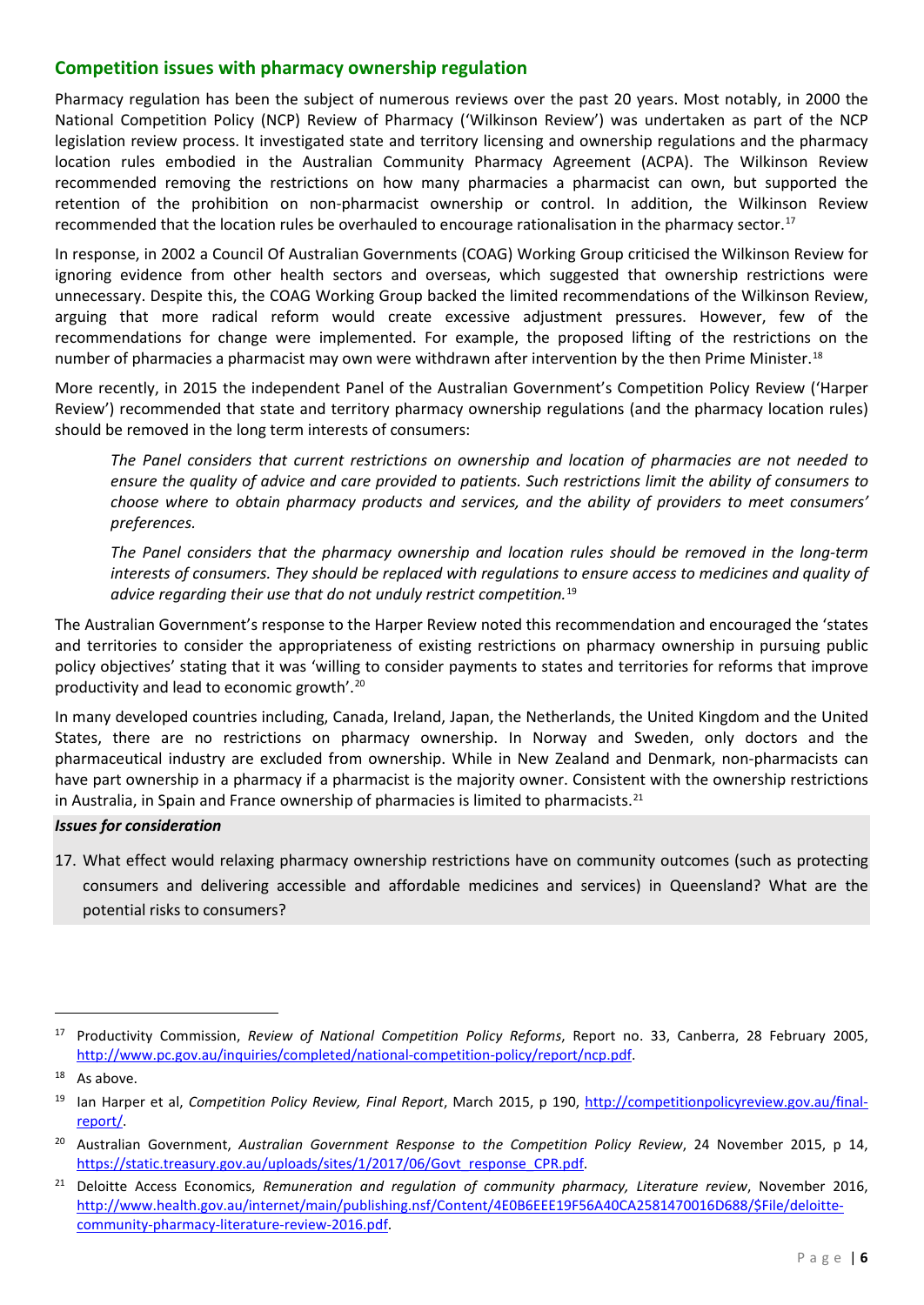## Competition issues with pharmacy ownership regulation

Pharmacy regulation has been the subject of numerous reviews over the past 20 years. Most notably, in 2000 the National Competition Policy (NCP) Review of Pharmacy ('Wilkinson Review') was undertaken as part of the NCP legislation review process. It investigated state and territory licensing and ownership regulations and the pharmacy location rules embodied in the Australian Community Pharmacy Agreement (ACPA). The Wilkinson Review recommended removing the restrictions on how many pharmacies a pharmacist can own, but supported the retention of the prohibition on non-pharmacist ownership or control. In addition, the Wilkinson Review recommended that the location rules be overhauled to encourage rationalisation in the pharmacy sector.[17]

In response, in 2002 a Council Of Australian Governments (COAG) Working Group criticised the Wilkinson Review for ignoring evidence from other health sectors and overseas, which suggested that ownership restrictions were unnecessary. Despite this, the COAG Working Group backed the limited recommendations of the Wilkinson Review, arguing that more radical reform would create excessive adjustment pressures. However, few of the recommendations for change were implemented. For example, the proposed lifting of the restrictions on the number of pharmacies a pharmacist may own were withdrawn after intervention by the then Prime Minister.[18]

More recently, in 2015 the independent Panel of the Australian Government's Competition Policy Review ('Harper Review') recommended that state and territory pharmacy ownership regulations (and the pharmacy location rules) should be removed in the long term interests of consumers:

> *The Panel considers that current restrictions on ownership and location of pharmacies are not needed to ensure the quality of advice and care provided to patients. Such restrictions limit the ability of consumers to choose where to obtain pharmacy products and services, and the ability of providers to meet consumers' preferences.*
>
> *The Panel considers that the pharmacy ownership and location rules should be removed in the long-term interests of consumers. They should be replaced with regulations to ensure access to medicines and quality of advice regarding their use that do not unduly restrict competition.*[19]

The Australian Government's response to the Harper Review noted this recommendation and encouraged the 'states and territories to consider the appropriateness of existing restrictions on pharmacy ownership in pursuing public policy objectives' stating that it was 'willing to consider payments to states and territories for reforms that improve productivity and lead to economic growth'.[20]

In many developed countries including, Canada, Ireland, Japan, the Netherlands, the United Kingdom and the United States, there are no restrictions on pharmacy ownership. In Norway and Sweden, only doctors and the pharmaceutical industry are excluded from ownership. While in New Zealand and Denmark, non-pharmacists can have part ownership in a pharmacy if a pharmacist is the majority owner. Consistent with the ownership restrictions in Australia, in Spain and France ownership of pharmacies is limited to pharmacists.[21]

***Issues for consideration***

17. What effect would relaxing pharmacy ownership restrictions have on community outcomes (such as protecting consumers and delivering accessible and affordable medicines and services) in Queensland? What are the potential risks to consumers?

---

[17] Productivity Commission, *Review of National Competition Policy Reforms*, Report no. 33, Canberra, 28 February 2005, http://www.pc.gov.au/inquiries/completed/national-competition-policy/report/ncp.pdf.

[18] As above.

[19] Ian Harper et al, *Competition Policy Review, Final Report*, March 2015, p 190, http://competitionpolicyreview.gov.au/final-report/.

[20] Australian Government, *Australian Government Response to the Competition Policy Review*, 24 November 2015, p 14, https://static.treasury.gov.au/uploads/sites/1/2017/06/Govt_response_CPR.pdf.

[21] Deloitte Access Economics, *Remuneration and regulation of community pharmacy, Literature review*, November 2016, http://www.health.gov.au/internet/main/publishing.nsf/Content/4E0B6EEE19F56A40CA2581470016D688/$File/deloitte-community-pharmacy-literature-review-2016.pdf.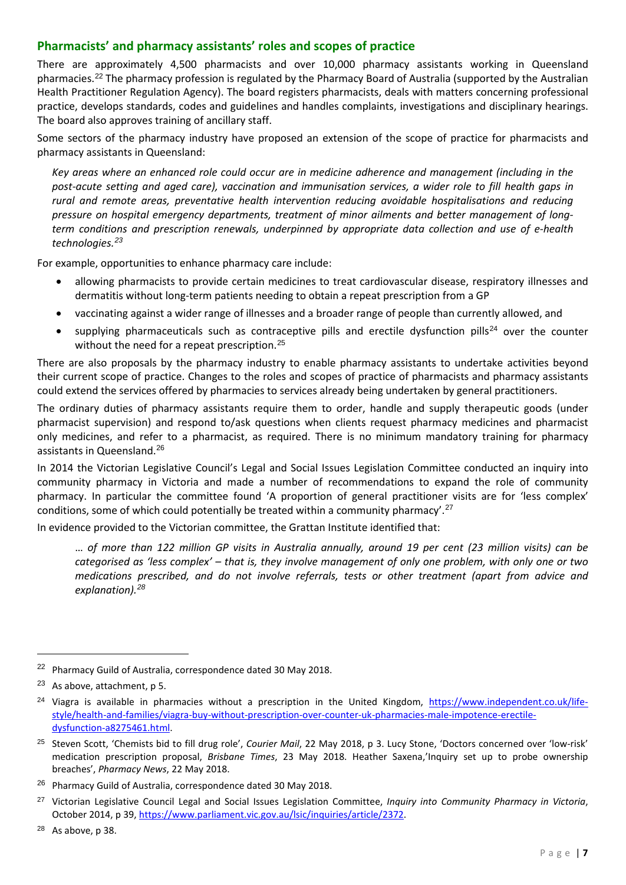## Pharmacists' and pharmacy assistants' roles and scopes of practice

There are approximately 4,500 pharmacists and over 10,000 pharmacy assistants working in Queensland pharmacies.[22] The pharmacy profession is regulated by the Pharmacy Board of Australia (supported by the Australian Health Practitioner Regulation Agency). The board registers pharmacists, deals with matters concerning professional practice, develops standards, codes and guidelines and handles complaints, investigations and disciplinary hearings. The board also approves training of ancillary staff.

Some sectors of the pharmacy industry have proposed an extension of the scope of practice for pharmacists and pharmacy assistants in Queensland:

> *Key areas where an enhanced role could occur are in medicine adherence and management (including in the post-acute setting and aged care), vaccination and immunisation services, a wider role to fill health gaps in rural and remote areas, preventative health intervention reducing avoidable hospitalisations and reducing pressure on hospital emergency departments, treatment of minor ailments and better management of long-term conditions and prescription renewals, underpinned by appropriate data collection and use of e-health technologies.*[23]

For example, opportunities to enhance pharmacy care include:

- allowing pharmacists to provide certain medicines to treat cardiovascular disease, respiratory illnesses and dermatitis without long-term patients needing to obtain a repeat prescription from a GP
- vaccinating against a wider range of illnesses and a broader range of people than currently allowed, and
- supplying pharmaceuticals such as contraceptive pills and erectile dysfunction pills[24] over the counter without the need for a repeat prescription.[25]

There are also proposals by the pharmacy industry to enable pharmacy assistants to undertake activities beyond their current scope of practice. Changes to the roles and scopes of practice of pharmacists and pharmacy assistants could extend the services offered by pharmacies to services already being undertaken by general practitioners.

The ordinary duties of pharmacy assistants require them to order, handle and supply therapeutic goods (under pharmacist supervision) and respond to/ask questions when clients request pharmacy medicines and pharmacist only medicines, and refer to a pharmacist, as required. There is no minimum mandatory training for pharmacy assistants in Queensland.[26]

In 2014 the Victorian Legislative Council's Legal and Social Issues Legislation Committee conducted an inquiry into community pharmacy in Victoria and made a number of recommendations to expand the role of community pharmacy. In particular the committee found 'A proportion of general practitioner visits are for 'less complex' conditions, some of which could potentially be treated within a community pharmacy'.[27]

In evidence provided to the Victorian committee, the Grattan Institute identified that:

> *… of more than 122 million GP visits in Australia annually, around 19 per cent (23 million visits) can be categorised as 'less complex' – that is, they involve management of only one problem, with only one or two medications prescribed, and do not involve referrals, tests or other treatment (apart from advice and explanation).*[28]

---

[22] Pharmacy Guild of Australia, correspondence dated 30 May 2018.

[23] As above, attachment, p 5.

[24] Viagra is available in pharmacies without a prescription in the United Kingdom, https://www.independent.co.uk/life-style/health-and-families/viagra-buy-without-prescription-over-counter-uk-pharmacies-male-impotence-erectile-dysfunction-a8275461.html.

[25] Steven Scott, 'Chemists bid to fill drug role', *Courier Mail*, 22 May 2018, p 3. Lucy Stone, 'Doctors concerned over 'low-risk' medication prescription proposal, *Brisbane Times*, 23 May 2018. Heather Saxena,'Inquiry set up to probe ownership breaches', *Pharmacy News*, 22 May 2018.

[26] Pharmacy Guild of Australia, correspondence dated 30 May 2018.

[27] Victorian Legislative Council Legal and Social Issues Legislation Committee, *Inquiry into Community Pharmacy in Victoria*, October 2014, p 39, https://www.parliament.vic.gov.au/lsic/inquiries/article/2372.

[28] As above, p 38.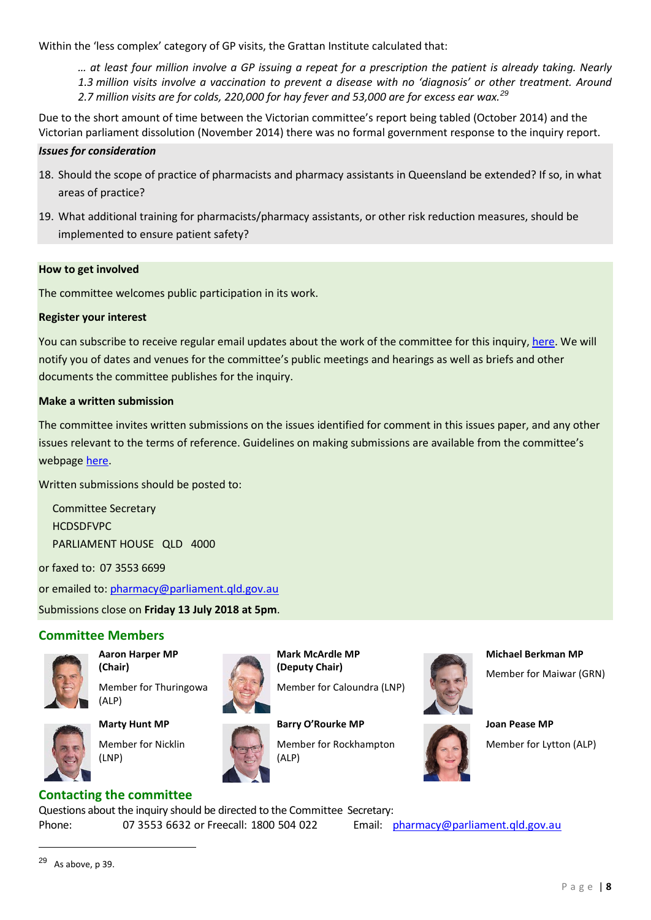Within the 'less complex' category of GP visits, the Grattan Institute calculated that:

> *… at least four million involve a GP issuing a repeat for a prescription the patient is already taking. Nearly 1.3 million visits involve a vaccination to prevent a disease with no 'diagnosis' or other treatment. Around 2.7 million visits are for colds, 220,000 for hay fever and 53,000 are for excess ear wax.*[29]

Due to the short amount of time between the Victorian committee's report being tabled (October 2014) and the Victorian parliament dissolution (November 2014) there was no formal government response to the inquiry report.

***Issues for consideration***

18. Should the scope of practice of pharmacists and pharmacy assistants in Queensland be extended? If so, in what areas of practice?
19. What additional training for pharmacists/pharmacy assistants, or other risk reduction measures, should be implemented to ensure patient safety?

**How to get involved**

The committee welcomes public participation in its work.

**Register your interest**

You can subscribe to receive regular email updates about the work of the committee for this inquiry, here. We will notify you of dates and venues for the committee's public meetings and hearings as well as briefs and other documents the committee publishes for the inquiry.

**Make a written submission**

The committee invites written submissions on the issues identified for comment in this issues paper, and any other issues relevant to the terms of reference. Guidelines on making submissions are available from the committee's webpage here.

Written submissions should be posted to:

Committee Secretary
HCDSDFVPC
PARLIAMENT HOUSE QLD 4000

or faxed to: 07 3553 6699

or emailed to: pharmacy@parliament.qld.gov.au

Submissions close on **Friday 13 July 2018 at 5pm**.

## Committee Members

**Aaron Harper MP (Chair)**
Member for Thuringowa (ALP)

**Mark McArdle MP (Deputy Chair)**
Member for Caloundra (LNP)

**Michael Berkman MP**
Member for Maiwar (GRN)

**Marty Hunt MP**
Member for Nicklin (LNP)

**Barry O'Rourke MP**
Member for Rockhampton (ALP)

**Joan Pease MP**
Member for Lytton (ALP)

## Contacting the committee

Questions about the inquiry should be directed to the Committee Secretary:

Phone: 07 3553 6632 or Freecall: 1800 504 022 Email: pharmacy@parliament.qld.gov.au

---

[29] As above, p 39.